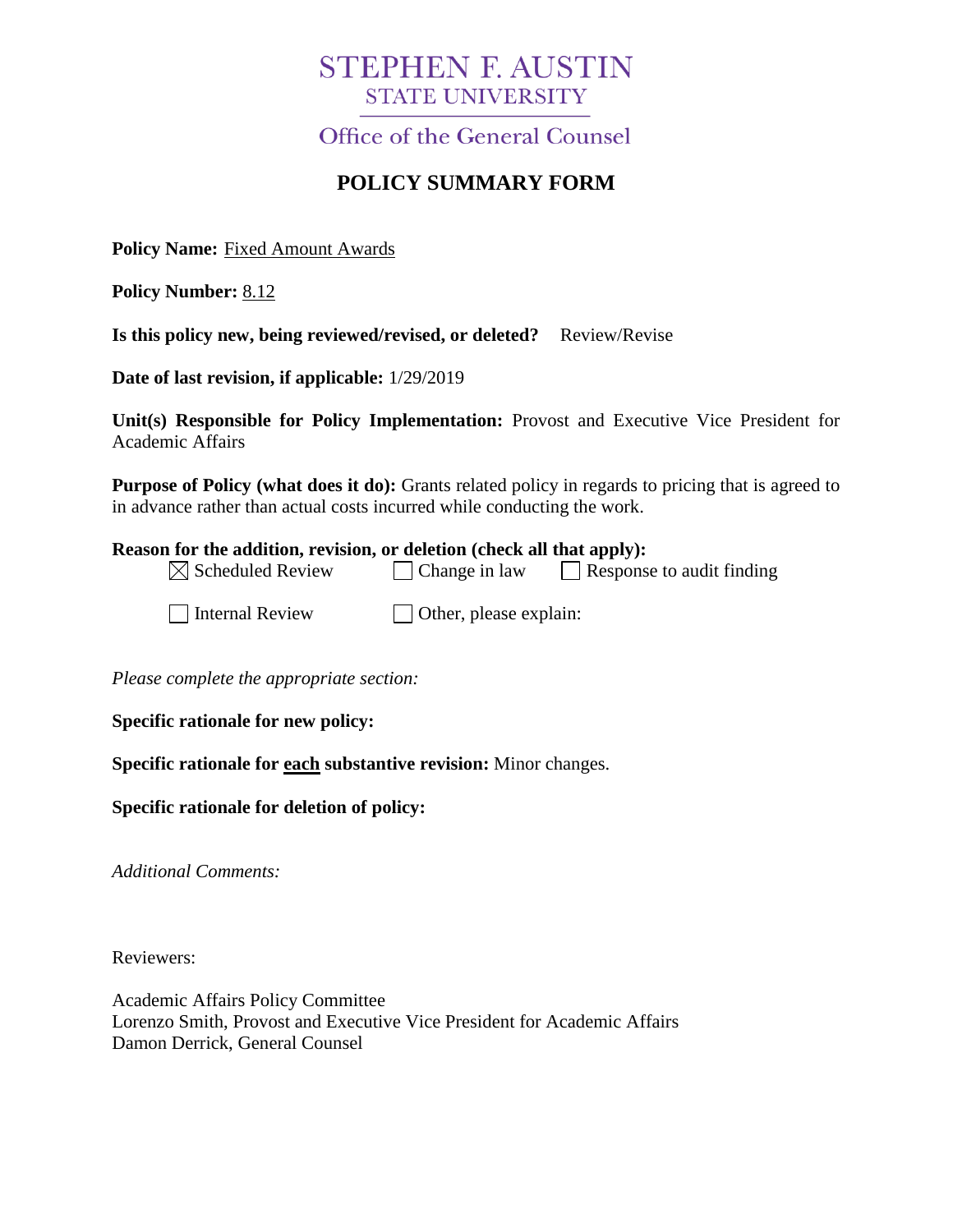# STEPHEN F. AUSTIN
## STATE UNIVERSITY

Office of the General Counsel

## POLICY SUMMARY FORM

**Policy Name:** Fixed Amount Awards

**Policy Number:** 8.12

**Is this policy new, being reviewed/revised, or deleted?** Review/Revise

**Date of last revision, if applicable:** 1/29/2019

**Unit(s) Responsible for Policy Implementation:** Provost and Executive Vice President for Academic Affairs

**Purpose of Policy (what does it do):** Grants related policy in regards to pricing that is agreed to in advance rather than actual costs incurred while conducting the work.

**Reason for the addition, revision, or deletion (check all that apply):**

- ☒ Scheduled Review
- ☐ Change in law
- ☐ Response to audit finding
- ☐ Internal Review
- ☐ Other, please explain:

*Please complete the appropriate section:*

**Specific rationale for new policy:**

**Specific rationale for each substantive revision:** Minor changes.

**Specific rationale for deletion of policy:**

*Additional Comments:*

Reviewers:

Academic Affairs Policy Committee
Lorenzo Smith, Provost and Executive Vice President for Academic Affairs
Damon Derrick, General Counsel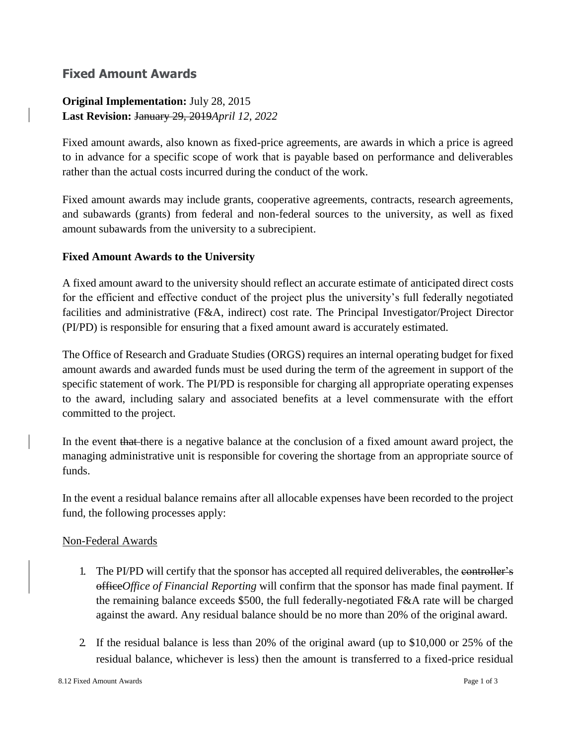## Fixed Amount Awards

**Original Implementation:** July 28, 2015
**Last Revision:** ~~January 29, 2019~~*April 12, 2022*

Fixed amount awards, also known as fixed-price agreements, are awards in which a price is agreed to in advance for a specific scope of work that is payable based on performance and deliverables rather than the actual costs incurred during the conduct of the work.

Fixed amount awards may include grants, cooperative agreements, contracts, research agreements, and subawards (grants) from federal and non-federal sources to the university, as well as fixed amount subawards from the university to a subrecipient.

**Fixed Amount Awards to the University**

A fixed amount award to the university should reflect an accurate estimate of anticipated direct costs for the efficient and effective conduct of the project plus the university's full federally negotiated facilities and administrative (F&A, indirect) cost rate. The Principal Investigator/Project Director (PI/PD) is responsible for ensuring that a fixed amount award is accurately estimated.

The Office of Research and Graduate Studies (ORGS) requires an internal operating budget for fixed amount awards and awarded funds must be used during the term of the agreement in support of the specific statement of work. The PI/PD is responsible for charging all appropriate operating expenses to the award, including salary and associated benefits at a level commensurate with the effort committed to the project.

In the event ~~that~~ there is a negative balance at the conclusion of a fixed amount award project, the managing administrative unit is responsible for covering the shortage from an appropriate source of funds.

In the event a residual balance remains after all allocable expenses have been recorded to the project fund, the following processes apply:

<u>Non-Federal Awards</u>

1. The PI/PD will certify that the sponsor has accepted all required deliverables, the ~~controller's office~~*Office of Financial Reporting* will confirm that the sponsor has made final payment. If the remaining balance exceeds $500, the full federally-negotiated F&A rate will be charged against the award. Any residual balance should be no more than 20% of the original award.

2. If the residual balance is less than 20% of the original award (up to $10,000 or 25% of the residual balance, whichever is less) then the amount is transferred to a fixed-price residual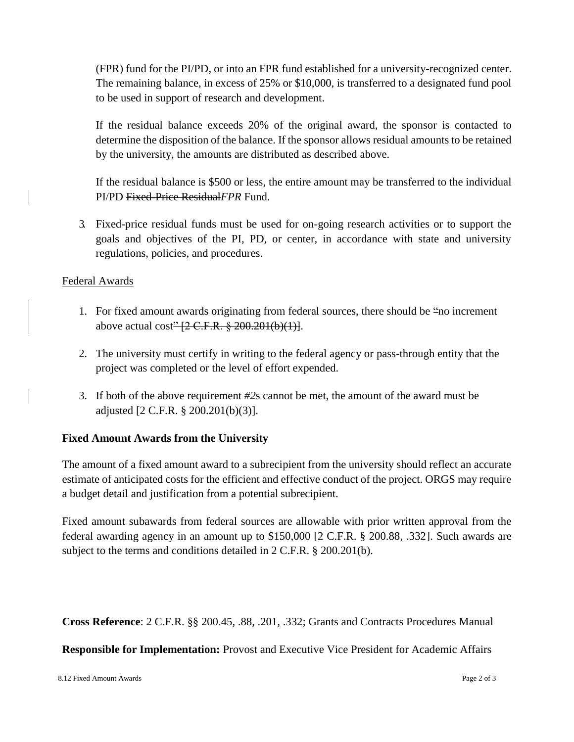(FPR) fund for the PI/PD, or into an FPR fund established for a university-recognized center. The remaining balance, in excess of 25% or $10,000, is transferred to a designated fund pool to be used in support of research and development.

If the residual balance exceeds 20% of the original award, the sponsor is contacted to determine the disposition of the balance. If the sponsor allows residual amounts to be retained by the university, the amounts are distributed as described above.

If the residual balance is $500 or less, the entire amount may be transferred to the individual PI/PD ~~Fixed-Price Residual~~*FPR* Fund.

3. Fixed-price residual funds must be used for on-going research activities or to support the goals and objectives of the PI, PD, or center, in accordance with state and university regulations, policies, and procedures.

Federal Awards

1. For fixed amount awards originating from federal sources, there should be ~~"~~no increment above actual cost~~" [2 C.F.R. § 200.201(b)(1)]~~.
2. The university must certify in writing to the federal agency or pass-through entity that the project was completed or the level of effort expended.
3. If ~~both of the above~~ requirement *#2*~~s~~ cannot be met, the amount of the award must be adjusted [2 C.F.R. § 200.201(b)(3)].

**Fixed Amount Awards from the University**

The amount of a fixed amount award to a subrecipient from the university should reflect an accurate estimate of anticipated costs for the efficient and effective conduct of the project. ORGS may require a budget detail and justification from a potential subrecipient.

Fixed amount subawards from federal sources are allowable with prior written approval from the federal awarding agency in an amount up to $150,000 [2 C.F.R. § 200.88, .332]. Such awards are subject to the terms and conditions detailed in 2 C.F.R. § 200.201(b).

**Cross Reference**: 2 C.F.R. §§ 200.45, .88, .201, .332; Grants and Contracts Procedures Manual

**Responsible for Implementation:** Provost and Executive Vice President for Academic Affairs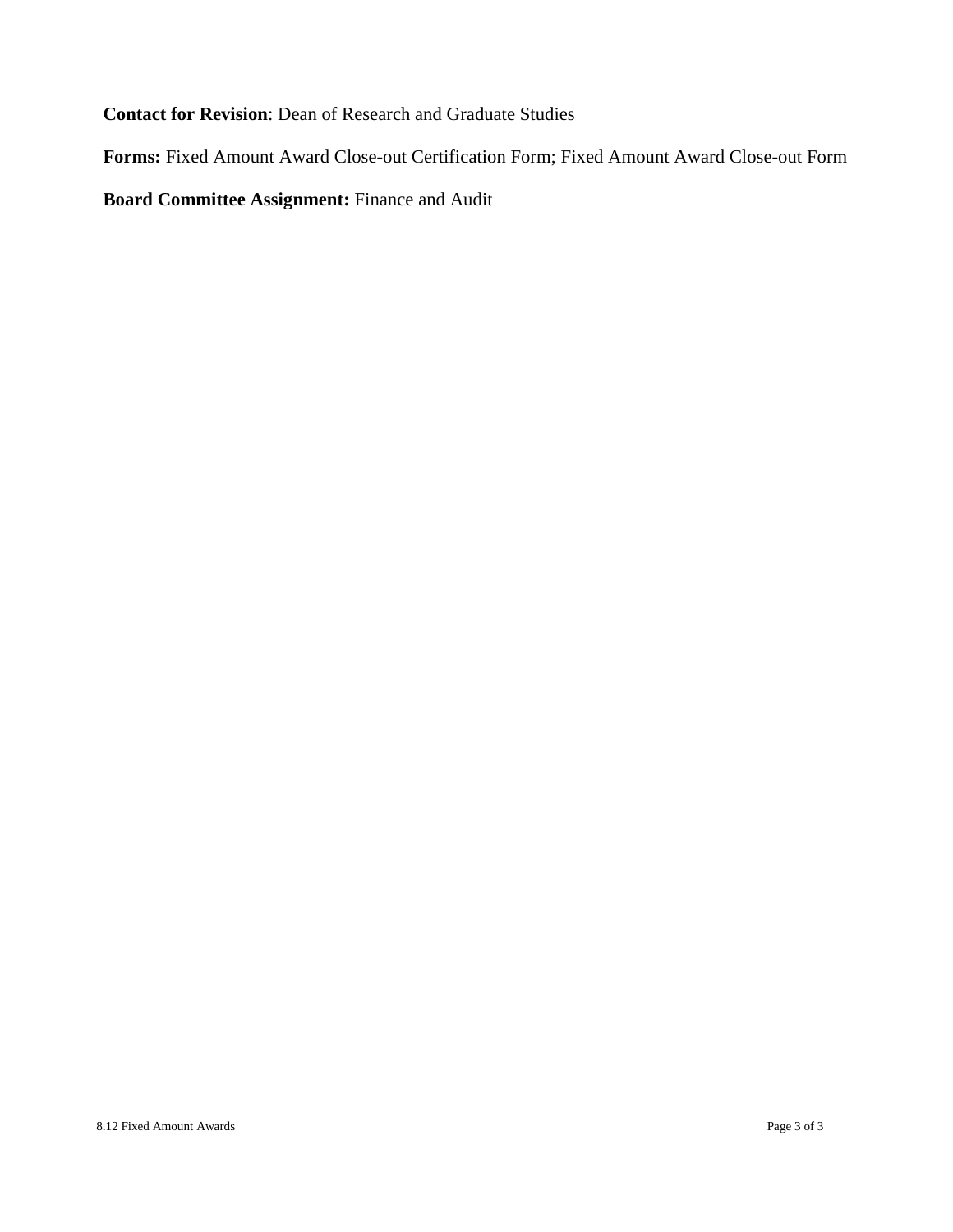**Contact for Revision**: Dean of Research and Graduate Studies

**Forms:** Fixed Amount Award Close-out Certification Form; Fixed Amount Award Close-out Form

**Board Committee Assignment:** Finance and Audit